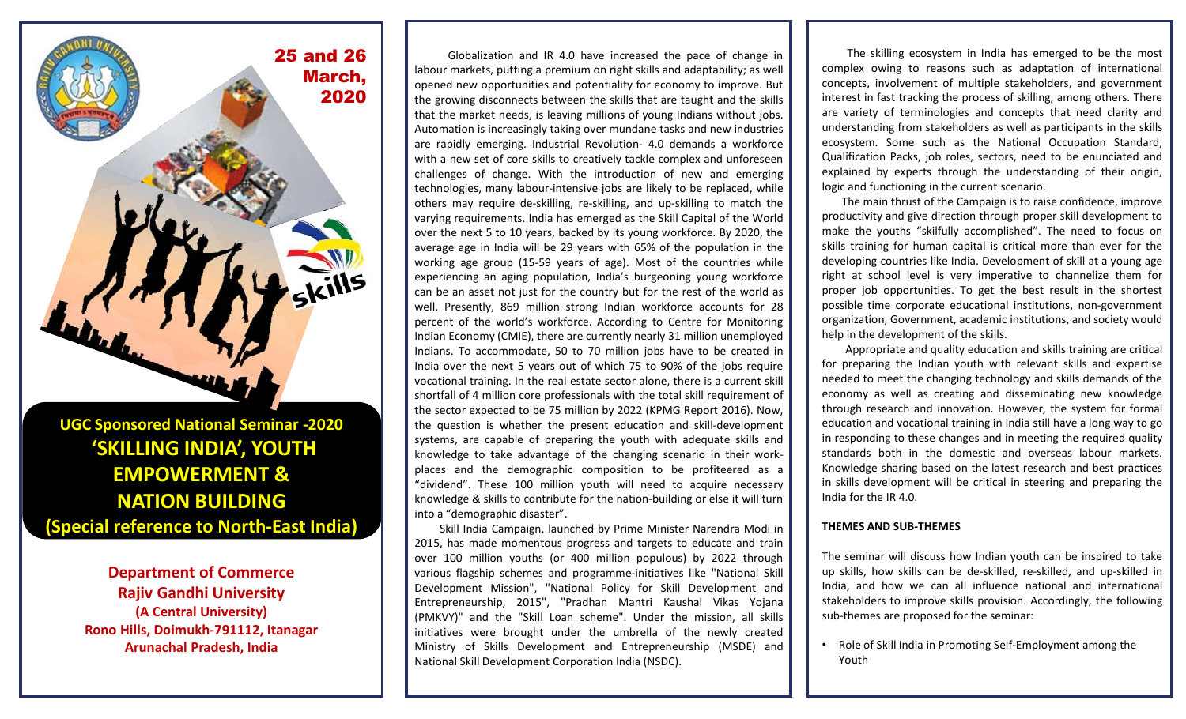25 and 26 March, 2020

skills

**UGC Sponsored National Seminar -2020**

# 'SKILLING INDIA', YOUTH EMPOWERMENT & NATION BUILDING

## (Special reference to North-East India)

**Department of Commerce**
**Rajiv Gandhi University**
**(A Central University)**
**Rono Hills, Doimukh-791112, Itanagar**
**Arunachal Pradesh, India**

Globalization and IR 4.0 have increased the pace of change in labour markets, putting a premium on right skills and adaptability; as well opened new opportunities and potentiality for economy to improve. But the growing disconnects between the skills that are taught and the skills that the market needs, is leaving millions of young Indians without jobs. Automation is increasingly taking over mundane tasks and new industries are rapidly emerging. Industrial Revolution- 4.0 demands a workforce with a new set of core skills to creatively tackle complex and unforeseen challenges of change. With the introduction of new and emerging technologies, many labour-intensive jobs are likely to be replaced, while others may require de-skilling, re-skilling, and up-skilling to match the varying requirements. India has emerged as the Skill Capital of the World over the next 5 to 10 years, backed by its young workforce. By 2020, the average age in India will be 29 years with 65% of the population in the working age group (15-59 years of age). Most of the countries while experiencing an aging population, India's burgeoning young workforce can be an asset not just for the country but for the rest of the world as well. Presently, 869 million strong Indian workforce accounts for 28 percent of the world's workforce. According to Centre for Monitoring Indian Economy (CMIE), there are currently nearly 31 million unemployed Indians. To accommodate, 50 to 70 million jobs have to be created in India over the next 5 years out of which 75 to 90% of the jobs require vocational training. In the real estate sector alone, there is a current skill shortfall of 4 million core professionals with the total skill requirement of the sector expected to be 75 million by 2022 (KPMG Report 2016). Now, the question is whether the present education and skill-development systems, are capable of preparing the youth with adequate skills and knowledge to take advantage of the changing scenario in their work-places and the demographic composition to be profiteered as a "dividend". These 100 million youth will need to acquire necessary knowledge & skills to contribute for the nation-building or else it will turn into a "demographic disaster".

Skill India Campaign, launched by Prime Minister Narendra Modi in 2015, has made momentous progress and targets to educate and train over 100 million youths (or 400 million populous) by 2022 through various flagship schemes and programme-initiatives like "National Skill Development Mission", "National Policy for Skill Development and Entrepreneurship, 2015", "Pradhan Mantri Kaushal Vikas Yojana (PMKVY)" and the "Skill Loan scheme". Under the mission, all skills initiatives were brought under the umbrella of the newly created Ministry of Skills Development and Entrepreneurship (MSDE) and National Skill Development Corporation India (NSDC).

The skilling ecosystem in India has emerged to be the most complex owing to reasons such as adaptation of international concepts, involvement of multiple stakeholders, and government interest in fast tracking the process of skilling, among others. There are variety of terminologies and concepts that need clarity and understanding from stakeholders as well as participants in the skills ecosystem. Some such as the National Occupation Standard, Qualification Packs, job roles, sectors, need to be enunciated and explained by experts through the understanding of their origin, logic and functioning in the current scenario.

The main thrust of the Campaign is to raise confidence, improve productivity and give direction through proper skill development to make the youths "skilfully accomplished". The need to focus on skills training for human capital is critical more than ever for the developing countries like India. Development of skill at a young age right at school level is very imperative to channelize them for proper job opportunities. To get the best result in the shortest possible time corporate educational institutions, non-government organization, Government, academic institutions, and society would help in the development of the skills.

Appropriate and quality education and skills training are critical for preparing the Indian youth with relevant skills and expertise needed to meet the changing technology and skills demands of the economy as well as creating and disseminating new knowledge through research and innovation. However, the system for formal education and vocational training in India still have a long way to go in responding to these changes and in meeting the required quality standards both in the domestic and overseas labour markets. Knowledge sharing based on the latest research and best practices in skills development will be critical in steering and preparing the India for the IR 4.0.

### THEMES AND SUB-THEMES

The seminar will discuss how Indian youth can be inspired to take up skills, how skills can be de-skilled, re-skilled, and up-skilled in India, and how we can all influence national and international stakeholders to improve skills provision. Accordingly, the following sub-themes are proposed for the seminar:

- Role of Skill India in Promoting Self-Employment among the Youth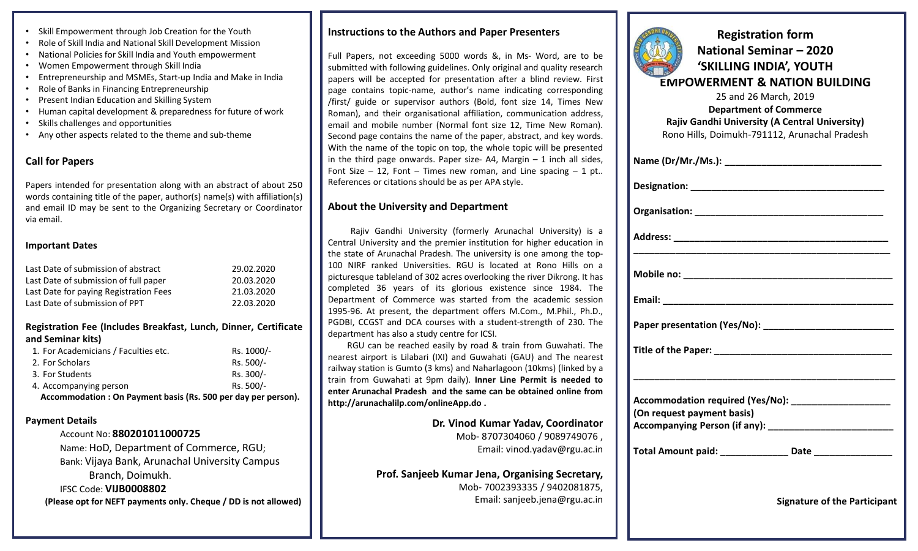- Skill Empowerment through Job Creation for the Youth
- Role of Skill India and National Skill Development Mission
- National Policies for Skill India and Youth empowerment
- Women Empowerment through Skill India
- Entrepreneurship and MSMEs, Start-up India and Make in India
- Role of Banks in Financing Entrepreneurship
- Present Indian Education and Skilling System
- Human capital development & preparedness for future of work
- Skills challenges and opportunities
- Any other aspects related to the theme and sub-theme

## Call for Papers

Papers intended for presentation along with an abstract of about 250 words containing title of the paper, author(s) name(s) with affiliation(s) and email ID may be sent to the Organizing Secretary or Coordinator via email.

### Important Dates

| | |
|---|---|
| Last Date of submission of abstract | 29.02.2020 |
| Last Date of submission of full paper | 20.03.2020 |
| Last Date for paying Registration Fees | 21.03.2020 |
| Last Date of submission of PPT | 22.03.2020 |

### Registration Fee (Includes Breakfast, Lunch, Dinner, Certificate and Seminar kits)

| | |
|---|---|
| 1. For Academicians / Faculties etc. | Rs. 1000/- |
| 2. For Scholars | Rs. 500/- |
| 3. For Students | Rs. 300/- |
| 4. Accompanying person | Rs. 500/- |

**Accommodation : On Payment basis (Rs. 500 per day per person).**

### Payment Details

Account No: **880201011000725**

Name: HoD, Department of Commerce, RGU;

Bank: Vijaya Bank, Arunachal University Campus Branch, Doimukh.

IFSC Code: **VIJB0008802**

**(Please opt for NEFT payments only. Cheque / DD is not allowed)**

## Instructions to the Authors and Paper Presenters

Full Papers, not exceeding 5000 words &, in Ms- Word, are to be submitted with following guidelines. Only original and quality research papers will be accepted for presentation after a blind review. First page contains topic-name, author's name indicating corresponding /first/ guide or supervisor authors (Bold, font size 14, Times New Roman), and their organisational affiliation, communication address, email and mobile number (Normal font size 12, Time New Roman). Second page contains the name of the paper, abstract, and key words. With the name of the topic on top, the whole topic will be presented in the third page onwards. Paper size- A4, Margin – 1 inch all sides, Font Size – 12, Font – Times new roman, and Line spacing – 1 pt.. References or citations should be as per APA style.

## About the University and Department

Rajiv Gandhi University (formerly Arunachal University) is a Central University and the premier institution for higher education in the state of Arunachal Pradesh. The university is one among the top-100 NIRF ranked Universities. RGU is located at Rono Hills on a picturesque tableland of 302 acres overlooking the river Dikrong. It has completed 36 years of its glorious existence since 1984. The Department of Commerce was started from the academic session 1995-96. At present, the department offers M.Com., M.Phil., Ph.D., PGDBI, CCGST and DCA courses with a student-strength of 230. The department has also a study centre for ICSI.

RGU can be reached easily by road & train from Guwahati. The nearest airport is Lilabari (IXI) and Guwahati (GAU) and The nearest railway station is Gumto (3 kms) and Naharlagoon (10kms) (linked by a train from Guwahati at 9pm daily). **Inner Line Permit is needed to enter Arunachal Pradesh and the same can be obtained online from http://arunachalilp.com/onlineApp.do .**

**Dr. Vinod Kumar Yadav, Coordinator**
Mob- 8707304060 / 9089749076 ,
Email: vinod.yadav@rgu.ac.in

**Prof. Sanjeeb Kumar Jena, Organising Secretary,**
Mob- 7002393335 / 9402081875,
Email: sanjeeb.jena@rgu.ac.in

# Registration form
# National Seminar – 2020
# 'SKILLING INDIA', YOUTH EMPOWERMENT & NATION BUILDING

25 and 26 March, 2019

**Department of Commerce**

**Rajiv Gandhi University (A Central University)**

Rono Hills, Doimukh-791112, Arunachal Pradesh

**Name (Dr/Mr./Ms.):** ______________________________

**Designation:** ______________________________

**Organisation:** ______________________________

**Address:** ______________________________

______________________________

**Mobile no:** ______________________________

**Email:** ______________________________

**Paper presentation (Yes/No):** ______________________________

**Title of the Paper:** ______________________________

______________________________

**Accommodation required (Yes/No):** ____________________
**(On request payment basis)**
**Accompanying Person (if any):** ______________________

**Total Amount paid:** _____________ **Date** ______________

**Signature of the Participant**